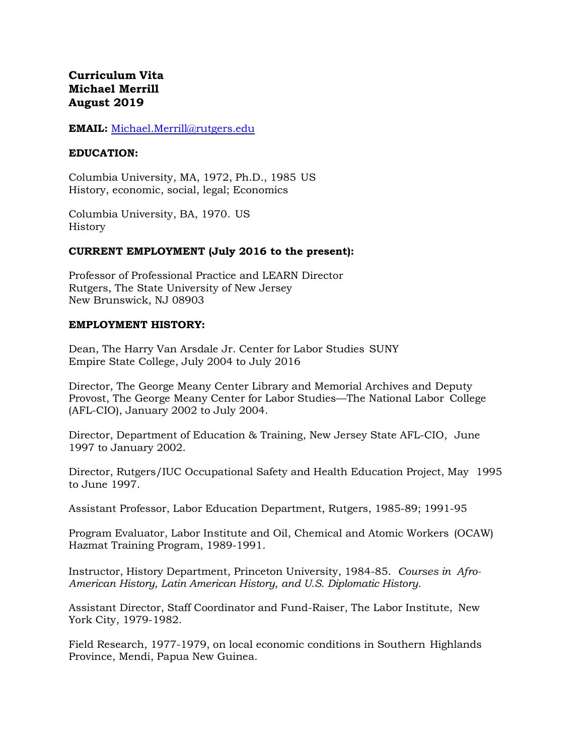**Curriculum Vita**
**Michael Merrill**
**August 2019**

**EMAIL:** Michael.Merrill@rutgers.edu

**EDUCATION:**

Columbia University, MA, 1972, Ph.D., 1985 US
History, economic, social, legal; Economics

Columbia University, BA, 1970. US
History

**CURRENT EMPLOYMENT (July 2016 to the present):**

Professor of Professional Practice and LEARN Director
Rutgers, The State University of New Jersey
New Brunswick, NJ 08903

**EMPLOYMENT HISTORY:**

Dean, The Harry Van Arsdale Jr. Center for Labor Studies SUNY
Empire State College, July 2004 to July 2016

Director, The George Meany Center Library and Memorial Archives and Deputy Provost, The George Meany Center for Labor Studies—The National Labor College (AFL-CIO), January 2002 to July 2004.

Director, Department of Education & Training, New Jersey State AFL-CIO, June 1997 to January 2002.

Director, Rutgers/IUC Occupational Safety and Health Education Project, May 1995 to June 1997.

Assistant Professor, Labor Education Department, Rutgers, 1985-89; 1991-95

Program Evaluator, Labor Institute and Oil, Chemical and Atomic Workers (OCAW) Hazmat Training Program, 1989-1991.

Instructor, History Department, Princeton University, 1984-85. *Courses in Afro-American History, Latin American History, and U.S. Diplomatic History.*

Assistant Director, Staff Coordinator and Fund-Raiser, The Labor Institute, New York City, 1979-1982.

Field Research, 1977-1979, on local economic conditions in Southern Highlands Province, Mendi, Papua New Guinea.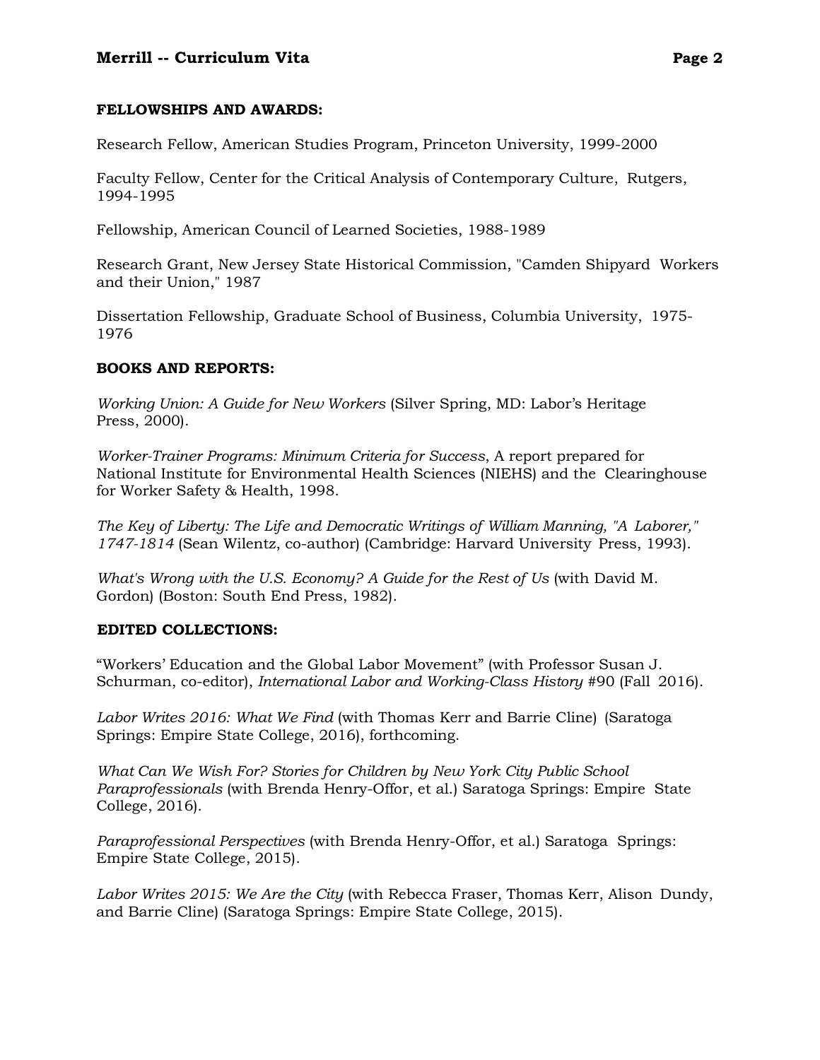## FELLOWSHIPS AND AWARDS:

Research Fellow, American Studies Program, Princeton University, 1999-2000

Faculty Fellow, Center for the Critical Analysis of Contemporary Culture, Rutgers, 1994-1995

Fellowship, American Council of Learned Societies, 1988-1989

Research Grant, New Jersey State Historical Commission, "Camden Shipyard Workers and their Union," 1987

Dissertation Fellowship, Graduate School of Business, Columbia University, 1975-1976

## BOOKS AND REPORTS:

*Working Union: A Guide for New Workers* (Silver Spring, MD: Labor's Heritage Press, 2000).

*Worker-Trainer Programs: Minimum Criteria for Success*, A report prepared for National Institute for Environmental Health Sciences (NIEHS) and the Clearinghouse for Worker Safety & Health, 1998.

*The Key of Liberty: The Life and Democratic Writings of William Manning, "A Laborer," 1747-1814* (Sean Wilentz, co-author) (Cambridge: Harvard University Press, 1993).

*What's Wrong with the U.S. Economy? A Guide for the Rest of Us* (with David M. Gordon) (Boston: South End Press, 1982).

## EDITED COLLECTIONS:

"Workers' Education and the Global Labor Movement" (with Professor Susan J. Schurman, co-editor), *International Labor and Working-Class History* #90 (Fall 2016).

*Labor Writes 2016: What We Find* (with Thomas Kerr and Barrie Cline) (Saratoga Springs: Empire State College, 2016), forthcoming.

*What Can We Wish For? Stories for Children by New York City Public School Paraprofessionals* (with Brenda Henry-Offor, et al.) Saratoga Springs: Empire State College, 2016).

*Paraprofessional Perspectives* (with Brenda Henry-Offor, et al.) Saratoga Springs: Empire State College, 2015).

*Labor Writes 2015: We Are the City* (with Rebecca Fraser, Thomas Kerr, Alison Dundy, and Barrie Cline) (Saratoga Springs: Empire State College, 2015).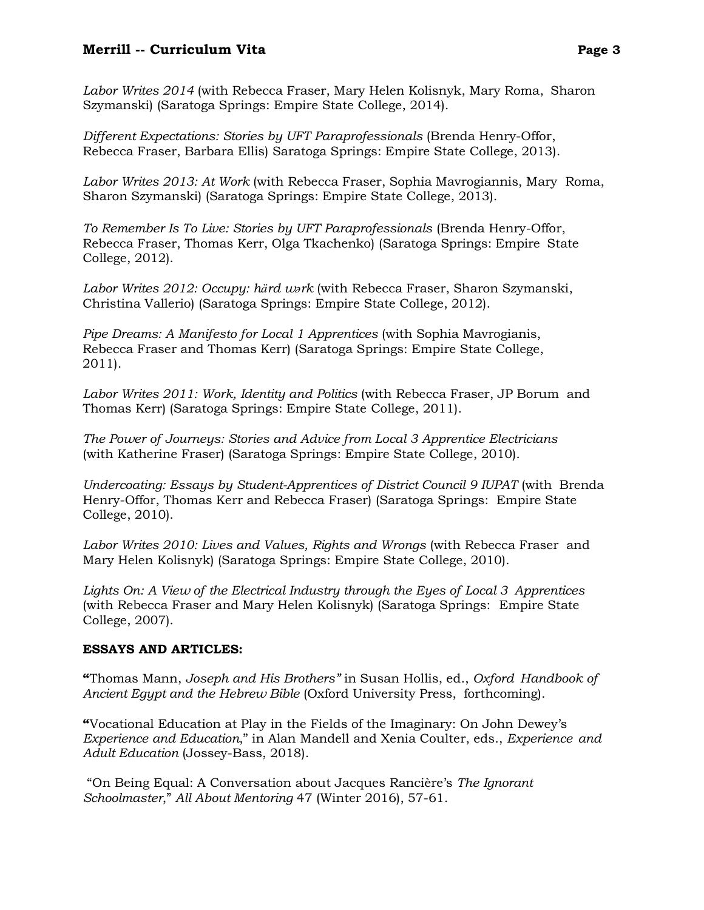*Labor Writes 2014* (with Rebecca Fraser, Mary Helen Kolisnyk, Mary Roma, Sharon Szymanski) (Saratoga Springs: Empire State College, 2014).

*Different Expectations: Stories by UFT Paraprofessionals* (Brenda Henry-Offor, Rebecca Fraser, Barbara Ellis) Saratoga Springs: Empire State College, 2013).

*Labor Writes 2013: At Work* (with Rebecca Fraser, Sophia Mavrogiannis, Mary Roma, Sharon Szymanski) (Saratoga Springs: Empire State College, 2013).

*To Remember Is To Live: Stories by UFT Paraprofessionals* (Brenda Henry-Offor, Rebecca Fraser, Thomas Kerr, Olga Tkachenko) (Saratoga Springs: Empire State College, 2012).

*Labor Writes 2012: Occupy: härd wərk* (with Rebecca Fraser, Sharon Szymanski, Christina Vallerio) (Saratoga Springs: Empire State College, 2012).

*Pipe Dreams: A Manifesto for Local 1 Apprentices* (with Sophia Mavrogianis, Rebecca Fraser and Thomas Kerr) (Saratoga Springs: Empire State College, 2011).

*Labor Writes 2011: Work, Identity and Politics* (with Rebecca Fraser, JP Borum and Thomas Kerr) (Saratoga Springs: Empire State College, 2011).

*The Power of Journeys: Stories and Advice from Local 3 Apprentice Electricians* (with Katherine Fraser) (Saratoga Springs: Empire State College, 2010).

*Undercoating: Essays by Student-Apprentices of District Council 9 IUPAT* (with Brenda Henry-Offor, Thomas Kerr and Rebecca Fraser) (Saratoga Springs: Empire State College, 2010).

*Labor Writes 2010: Lives and Values, Rights and Wrongs* (with Rebecca Fraser and Mary Helen Kolisnyk) (Saratoga Springs: Empire State College, 2010).

*Lights On: A View of the Electrical Industry through the Eyes of Local 3 Apprentices* (with Rebecca Fraser and Mary Helen Kolisnyk) (Saratoga Springs: Empire State College, 2007).

**ESSAYS AND ARTICLES:**

**"**Thomas Mann, *Joseph and His Brothers"* in Susan Hollis, ed., *Oxford Handbook of Ancient Egypt and the Hebrew Bible* (Oxford University Press, forthcoming).

**"**Vocational Education at Play in the Fields of the Imaginary: On John Dewey's *Experience and Education*," in Alan Mandell and Xenia Coulter, eds., *Experience and Adult Education* (Jossey-Bass, 2018).

"On Being Equal: A Conversation about Jacques Rancière's *The Ignorant Schoolmaster*," *All About Mentoring* 47 (Winter 2016), 57-61.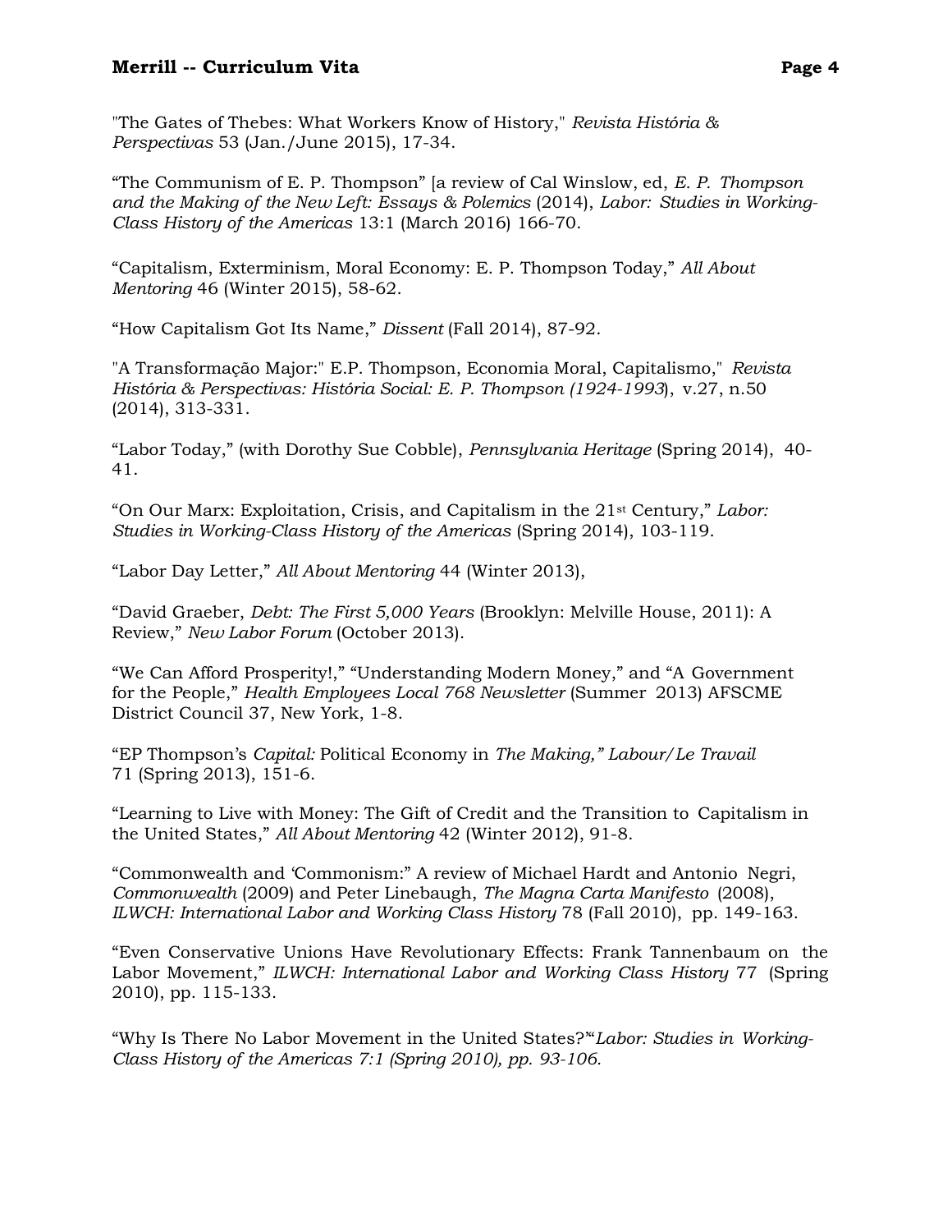"The Gates of Thebes: What Workers Know of History," *Revista História & Perspectivas* 53 (Jan./June 2015), 17-34.

"The Communism of E. P. Thompson" [a review of Cal Winslow, ed, *E. P. Thompson and the Making of the New Left: Essays & Polemics* (2014), *Labor: Studies in Working-Class History of the Americas* 13:1 (March 2016) 166-70.

"Capitalism, Exterminism, Moral Economy: E. P. Thompson Today," *All About Mentoring* 46 (Winter 2015), 58-62.

"How Capitalism Got Its Name," *Dissent* (Fall 2014), 87-92.

"A Transformação Major:" E.P. Thompson, Economia Moral, Capitalismo," *Revista História & Perspectivas: História Social: E. P. Thompson (1924-1993*), v.27, n.50 (2014), 313-331.

"Labor Today," (with Dorothy Sue Cobble), *Pennsylvania Heritage* (Spring 2014), 40-41.

"On Our Marx: Exploitation, Crisis, and Capitalism in the 21st Century," *Labor: Studies in Working-Class History of the Americas* (Spring 2014), 103-119.

"Labor Day Letter," *All About Mentoring* 44 (Winter 2013),

"David Graeber, *Debt: The First 5,000 Years* (Brooklyn: Melville House, 2011): A Review," *New Labor Forum* (October 2013).

"We Can Afford Prosperity!," "Understanding Modern Money," and "A Government for the People," *Health Employees Local 768 Newsletter* (Summer 2013) AFSCME District Council 37, New York, 1-8.

"EP Thompson's *Capital:* Political Economy in *The Making," Labour/Le Travail* 71 (Spring 2013), 151-6.

"Learning to Live with Money: The Gift of Credit and the Transition to Capitalism in the United States," *All About Mentoring* 42 (Winter 2012), 91-8.

"Commonwealth and 'Commonism:" A review of Michael Hardt and Antonio Negri, *Commonwealth* (2009) and Peter Linebaugh, *The Magna Carta Manifesto* (2008), *ILWCH: International Labor and Working Class History* 78 (Fall 2010), pp. 149-163.

"Even Conservative Unions Have Revolutionary Effects: Frank Tannenbaum on the Labor Movement," *ILWCH: International Labor and Working Class History* 77 (Spring 2010), pp. 115-133.

"Why Is There No Labor Movement in the United States?"*Labor: Studies in Working-Class History of the Americas 7:1 (Spring 2010), pp. 93-106.*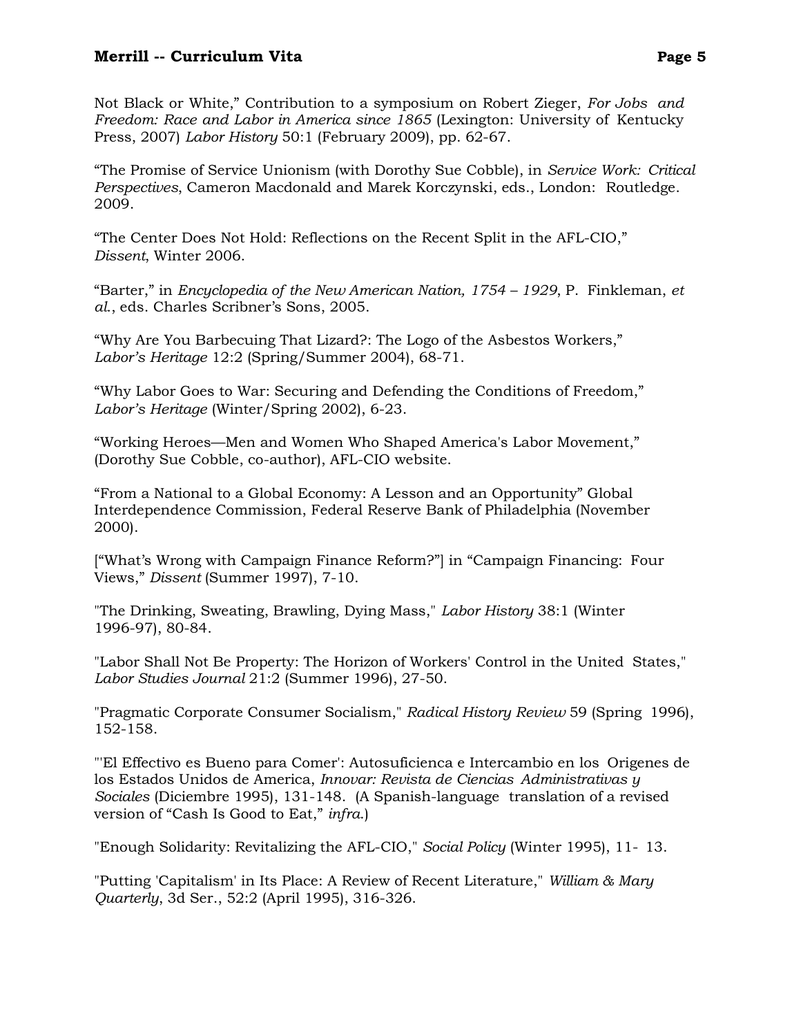Not Black or White," Contribution to a symposium on Robert Zieger, *For Jobs and Freedom: Race and Labor in America since 1865* (Lexington: University of Kentucky Press, 2007) *Labor History* 50:1 (February 2009), pp. 62-67.

"The Promise of Service Unionism (with Dorothy Sue Cobble), in *Service Work: Critical Perspectives*, Cameron Macdonald and Marek Korczynski, eds., London: Routledge. 2009.

"The Center Does Not Hold: Reflections on the Recent Split in the AFL-CIO," *Dissent*, Winter 2006.

"Barter," in *Encyclopedia of the New American Nation, 1754 – 1929*, P. Finkleman, *et al.*, eds. Charles Scribner's Sons, 2005.

"Why Are You Barbecuing That Lizard?: The Logo of the Asbestos Workers," *Labor's Heritage* 12:2 (Spring/Summer 2004), 68-71.

"Why Labor Goes to War: Securing and Defending the Conditions of Freedom," *Labor's Heritage* (Winter/Spring 2002), 6-23.

"Working Heroes—Men and Women Who Shaped America's Labor Movement," (Dorothy Sue Cobble, co-author), AFL-CIO website.

"From a National to a Global Economy: A Lesson and an Opportunity" Global Interdependence Commission, Federal Reserve Bank of Philadelphia (November 2000).

["What's Wrong with Campaign Finance Reform?"] in "Campaign Financing: Four Views," *Dissent* (Summer 1997), 7-10.

"The Drinking, Sweating, Brawling, Dying Mass," *Labor History* 38:1 (Winter 1996-97), 80-84.

"Labor Shall Not Be Property: The Horizon of Workers' Control in the United States," *Labor Studies Journal* 21:2 (Summer 1996), 27-50.

"Pragmatic Corporate Consumer Socialism," *Radical History Review* 59 (Spring 1996), 152-158.

"'El Effectivo es Bueno para Comer': Autosuficienca e Intercambio en los Origenes de los Estados Unidos de America, *Innovar: Revista de Ciencias Administrativas y Sociales* (Diciembre 1995), 131-148. (A Spanish-language translation of a revised version of "Cash Is Good to Eat," *infra*.)

"Enough Solidarity: Revitalizing the AFL-CIO," *Social Policy* (Winter 1995), 11- 13.

"Putting 'Capitalism' in Its Place: A Review of Recent Literature," *William & Mary Quarterly*, 3d Ser., 52:2 (April 1995), 316-326.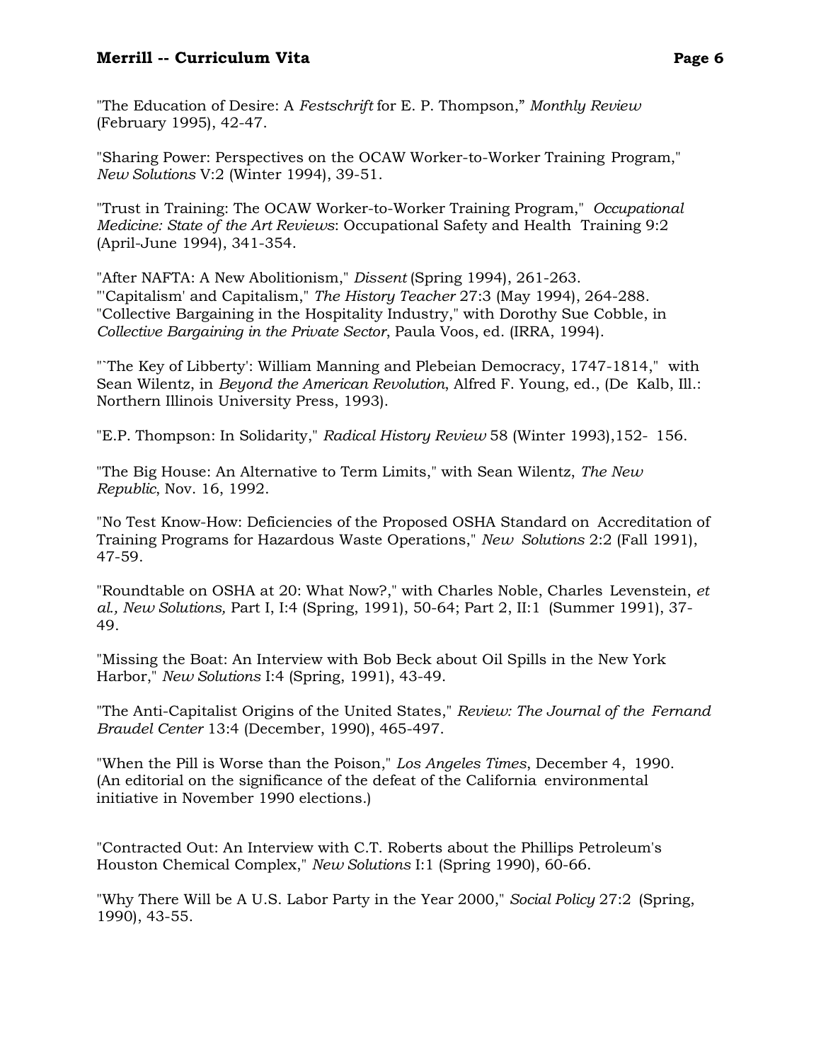"The Education of Desire: A *Festschrift* for E. P. Thompson," *Monthly Review* (February 1995), 42-47.

"Sharing Power: Perspectives on the OCAW Worker-to-Worker Training Program," *New Solutions* V:2 (Winter 1994), 39-51.

"Trust in Training: The OCAW Worker-to-Worker Training Program," *Occupational Medicine: State of the Art Reviews*: Occupational Safety and Health Training 9:2 (April-June 1994), 341-354.

"After NAFTA: A New Abolitionism," *Dissent* (Spring 1994), 261-263.
"'Capitalism' and Capitalism," *The History Teacher* 27:3 (May 1994), 264-288.
"Collective Bargaining in the Hospitality Industry," with Dorothy Sue Cobble, in *Collective Bargaining in the Private Sector*, Paula Voos, ed. (IRRA, 1994).

"`The Key of Libberty': William Manning and Plebeian Democracy, 1747-1814," with Sean Wilentz, in *Beyond the American Revolution*, Alfred F. Young, ed., (De Kalb, Ill.: Northern Illinois University Press, 1993).

"E.P. Thompson: In Solidarity," *Radical History Review* 58 (Winter 1993),152- 156.

"The Big House: An Alternative to Term Limits," with Sean Wilentz, *The New Republic*, Nov. 16, 1992.

"No Test Know-How: Deficiencies of the Proposed OSHA Standard on Accreditation of Training Programs for Hazardous Waste Operations," *New Solutions* 2:2 (Fall 1991), 47-59.

"Roundtable on OSHA at 20: What Now?," with Charles Noble, Charles Levenstein, *et al., New Solutions,* Part I, I:4 (Spring, 1991), 50-64; Part 2, II:1 (Summer 1991), 37-49.

"Missing the Boat: An Interview with Bob Beck about Oil Spills in the New York Harbor," *New Solutions* I:4 (Spring, 1991), 43-49.

"The Anti-Capitalist Origins of the United States," *Review: The Journal of the Fernand Braudel Center* 13:4 (December, 1990), 465-497.

"When the Pill is Worse than the Poison," *Los Angeles Times*, December 4, 1990. (An editorial on the significance of the defeat of the California environmental initiative in November 1990 elections.)

"Contracted Out: An Interview with C.T. Roberts about the Phillips Petroleum's Houston Chemical Complex," *New Solutions* I:1 (Spring 1990), 60-66.

"Why There Will be A U.S. Labor Party in the Year 2000," *Social Policy* 27:2 (Spring, 1990), 43-55.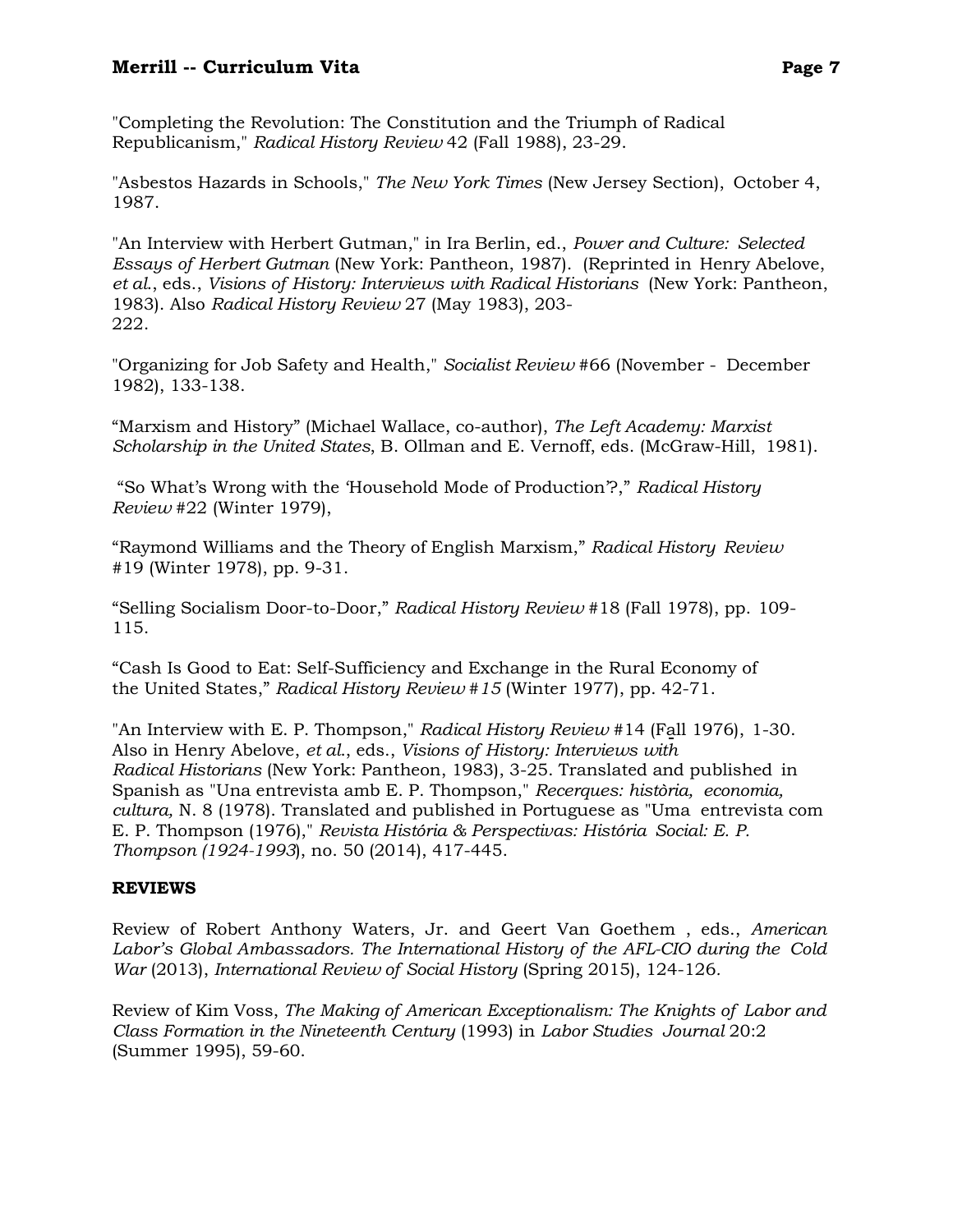"Completing the Revolution: The Constitution and the Triumph of Radical Republicanism," *Radical History Review* 42 (Fall 1988), 23-29.

"Asbestos Hazards in Schools," *The New York Times* (New Jersey Section), October 4, 1987.

"An Interview with Herbert Gutman," in Ira Berlin, ed., *Power and Culture: Selected Essays of Herbert Gutman* (New York: Pantheon, 1987). (Reprinted in Henry Abelove, *et al.*, eds., *Visions of History: Interviews with Radical Historians* (New York: Pantheon, 1983). Also *Radical History Review* 27 (May 1983), 203-222.

"Organizing for Job Safety and Health," *Socialist Review* #66 (November - December 1982), 133-138.

"Marxism and History" (Michael Wallace, co-author), *The Left Academy: Marxist Scholarship in the United States*, B. Ollman and E. Vernoff, eds. (McGraw-Hill, 1981).

"So What's Wrong with the 'Household Mode of Production'?," *Radical History Review* #22 (Winter 1979),

"Raymond Williams and the Theory of English Marxism," *Radical History Review* #19 (Winter 1978), pp. 9-31.

"Selling Socialism Door-to-Door," *Radical History Review* #18 (Fall 1978), pp. 109-115.

"Cash Is Good to Eat: Self-Sufficiency and Exchange in the Rural Economy of the United States," *Radical History Review #15* (Winter 1977), pp. 42-71.

"An Interview with E. P. Thompson," *Radical History Review* #14 (Fall 1976), 1-30. Also in Henry Abelove, *et al.*, eds., *Visions of History: Interviews with Radical Historians* (New York: Pantheon, 1983), 3-25. Translated and published in Spanish as "Una entrevista amb E. P. Thompson," *Recerques: història, economia, cultura*, N. 8 (1978). Translated and published in Portuguese as "Uma entrevista com E. P. Thompson (1976)," *Revista História & Perspectivas: História Social: E. P. Thompson (1924-1993*), no. 50 (2014), 417-445.

**REVIEWS**

Review of Robert Anthony Waters, Jr. and Geert Van Goethem , eds., *American Labor's Global Ambassadors. The International History of the AFL-CIO during the Cold War* (2013), *International Review of Social History* (Spring 2015), 124-126.

Review of Kim Voss, *The Making of American Exceptionalism: The Knights of Labor and Class Formation in the Nineteenth Century* (1993) in *Labor Studies Journal* 20:2 (Summer 1995), 59-60.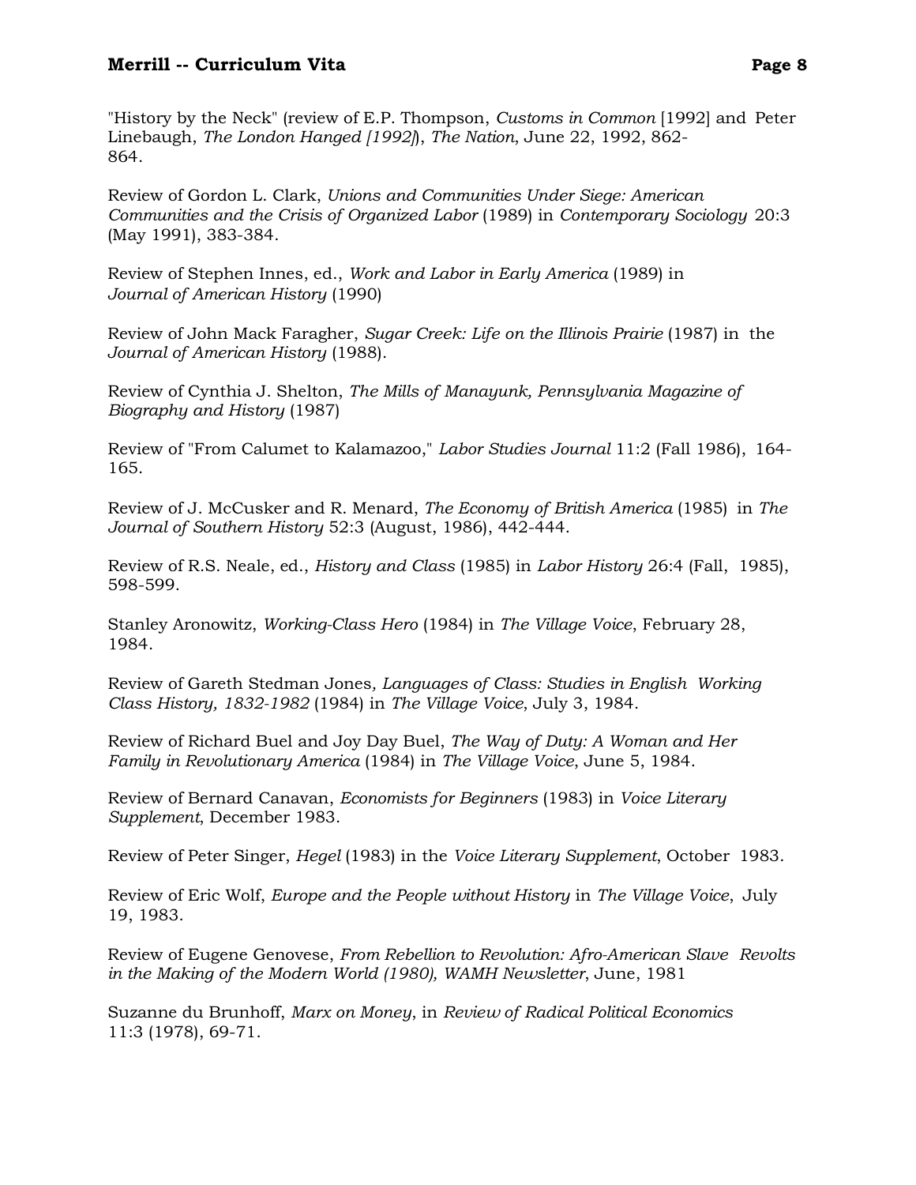"History by the Neck" (review of E.P. Thompson, *Customs in Common* [1992] and Peter Linebaugh, *The London Hanged [1992]*), *The Nation*, June 22, 1992, 862-864.

Review of Gordon L. Clark, *Unions and Communities Under Siege: American Communities and the Crisis of Organized Labor* (1989) in *Contemporary Sociology* 20:3 (May 1991), 383-384.

Review of Stephen Innes, ed., *Work and Labor in Early America* (1989) in *Journal of American History* (1990)

Review of John Mack Faragher, *Sugar Creek: Life on the Illinois Prairie* (1987) in the *Journal of American History* (1988).

Review of Cynthia J. Shelton, *The Mills of Manayunk, Pennsylvania Magazine of Biography and History* (1987)

Review of "From Calumet to Kalamazoo," *Labor Studies Journal* 11:2 (Fall 1986), 164-165.

Review of J. McCusker and R. Menard, *The Economy of British America* (1985) in *The Journal of Southern History* 52:3 (August, 1986), 442-444.

Review of R.S. Neale, ed., *History and Class* (1985) in *Labor History* 26:4 (Fall, 1985), 598-599.

Stanley Aronowitz, *Working-Class Hero* (1984) in *The Village Voice*, February 28, 1984.

Review of Gareth Stedman Jones*, Languages of Class: Studies in English Working Class History, 1832-1982* (1984) in *The Village Voice*, July 3, 1984.

Review of Richard Buel and Joy Day Buel, *The Way of Duty: A Woman and Her Family in Revolutionary America* (1984) in *The Village Voice*, June 5, 1984.

Review of Bernard Canavan, *Economists for Beginners* (1983) in *Voice Literary Supplement*, December 1983.

Review of Peter Singer, *Hegel* (1983) in the *Voice Literary Supplement*, October 1983.

Review of Eric Wolf, *Europe and the People without History* in *The Village Voice*, July 19, 1983.

Review of Eugene Genovese, *From Rebellion to Revolution: Afro-American Slave Revolts in the Making of the Modern World (1980), WAMH Newsletter*, June, 1981

Suzanne du Brunhoff, *Marx on Money*, in *Review of Radical Political Economics* 11:3 (1978), 69-71.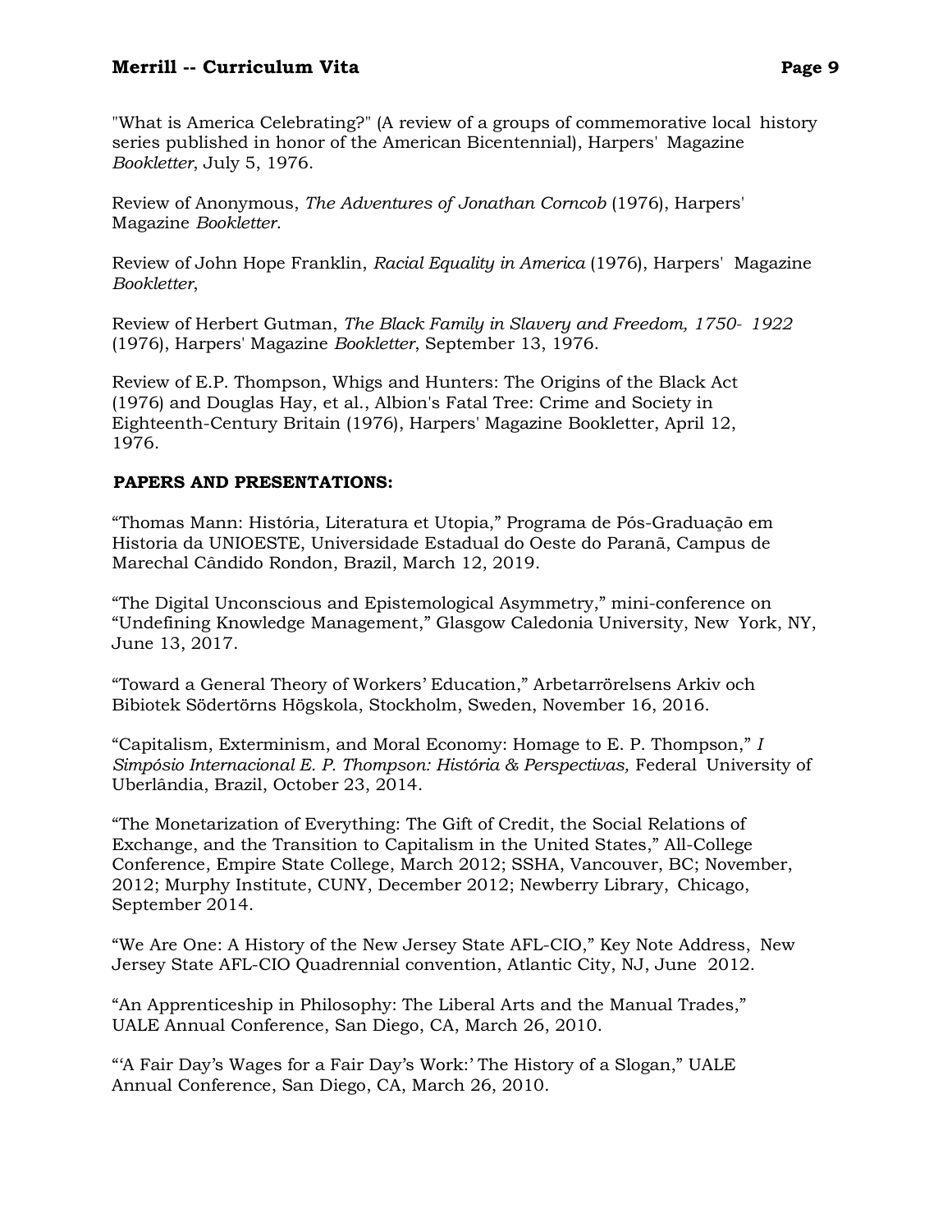"What is America Celebrating?" (A review of a groups of commemorative local history series published in honor of the American Bicentennial), Harpers' Magazine *Bookletter*, July 5, 1976.

Review of Anonymous, *The Adventures of Jonathan Corncob* (1976), Harpers' Magazine *Bookletter*.

Review of John Hope Franklin, *Racial Equality in America* (1976), Harpers' Magazine *Bookletter*,

Review of Herbert Gutman, *The Black Family in Slavery and Freedom, 1750- 1922* (1976), Harpers' Magazine *Bookletter*, September 13, 1976.

Review of E.P. Thompson, Whigs and Hunters: The Origins of the Black Act (1976) and Douglas Hay, et al., Albion's Fatal Tree: Crime and Society in Eighteenth-Century Britain (1976), Harpers' Magazine Bookletter, April 12, 1976.

**PAPERS AND PRESENTATIONS:**

"Thomas Mann: História, Literatura et Utopia," Programa de Pós-Graduação em Historia da UNIOESTE, Universidade Estadual do Oeste do Paranã, Campus de Marechal Cândido Rondon, Brazil, March 12, 2019.

"The Digital Unconscious and Epistemological Asymmetry," mini-conference on "Undefining Knowledge Management," Glasgow Caledonia University, New York, NY, June 13, 2017.

"Toward a General Theory of Workers' Education," Arbetarrörelsens Arkiv och Bibiotek Södertörns Högskola, Stockholm, Sweden, November 16, 2016.

"Capitalism, Exterminism, and Moral Economy: Homage to E. P. Thompson," *I Simpósio Internacional E. P. Thompson: História & Perspectivas,* Federal University of Uberlândia, Brazil, October 23, 2014.

"The Monetarization of Everything: The Gift of Credit, the Social Relations of Exchange, and the Transition to Capitalism in the United States," All-College Conference, Empire State College, March 2012; SSHA, Vancouver, BC; November, 2012; Murphy Institute, CUNY, December 2012; Newberry Library, Chicago, September 2014.

"We Are One: A History of the New Jersey State AFL-CIO," Key Note Address, New Jersey State AFL-CIO Quadrennial convention, Atlantic City, NJ, June 2012.

"An Apprenticeship in Philosophy: The Liberal Arts and the Manual Trades," UALE Annual Conference, San Diego, CA, March 26, 2010.

"'A Fair Day's Wages for a Fair Day's Work:' The History of a Slogan," UALE Annual Conference, San Diego, CA, March 26, 2010.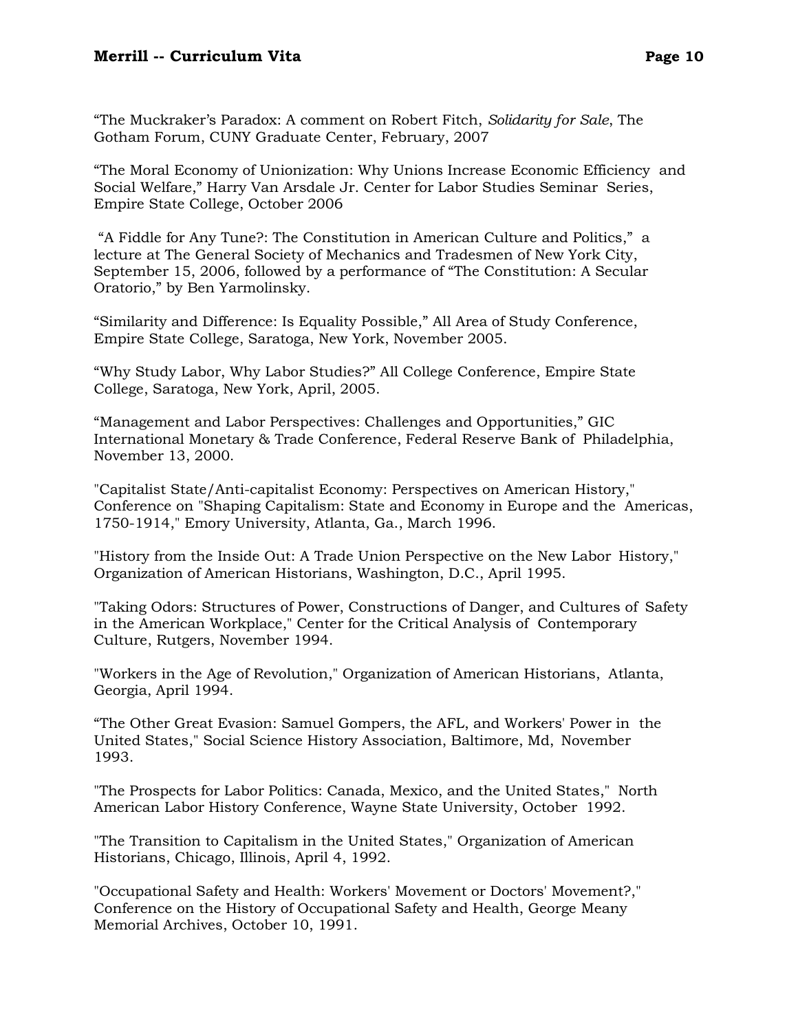"The Muckraker's Paradox: A comment on Robert Fitch, *Solidarity for Sale*, The Gotham Forum, CUNY Graduate Center, February, 2007

"The Moral Economy of Unionization: Why Unions Increase Economic Efficiency and Social Welfare," Harry Van Arsdale Jr. Center for Labor Studies Seminar Series, Empire State College, October 2006

"A Fiddle for Any Tune?: The Constitution in American Culture and Politics," a lecture at The General Society of Mechanics and Tradesmen of New York City, September 15, 2006, followed by a performance of "The Constitution: A Secular Oratorio," by Ben Yarmolinsky.

"Similarity and Difference: Is Equality Possible," All Area of Study Conference, Empire State College, Saratoga, New York, November 2005.

"Why Study Labor, Why Labor Studies?" All College Conference, Empire State College, Saratoga, New York, April, 2005.

"Management and Labor Perspectives: Challenges and Opportunities," GIC International Monetary & Trade Conference, Federal Reserve Bank of Philadelphia, November 13, 2000.

"Capitalist State/Anti-capitalist Economy: Perspectives on American History," Conference on "Shaping Capitalism: State and Economy in Europe and the Americas, 1750-1914," Emory University, Atlanta, Ga., March 1996.

"History from the Inside Out: A Trade Union Perspective on the New Labor History," Organization of American Historians, Washington, D.C., April 1995.

"Taking Odors: Structures of Power, Constructions of Danger, and Cultures of Safety in the American Workplace," Center for the Critical Analysis of Contemporary Culture, Rutgers, November 1994.

"Workers in the Age of Revolution," Organization of American Historians, Atlanta, Georgia, April 1994.

"The Other Great Evasion: Samuel Gompers, the AFL, and Workers' Power in the United States," Social Science History Association, Baltimore, Md, November 1993.

"The Prospects for Labor Politics: Canada, Mexico, and the United States," North American Labor History Conference, Wayne State University, October 1992.

"The Transition to Capitalism in the United States," Organization of American Historians, Chicago, Illinois, April 4, 1992.

"Occupational Safety and Health: Workers' Movement or Doctors' Movement?," Conference on the History of Occupational Safety and Health, George Meany Memorial Archives, October 10, 1991.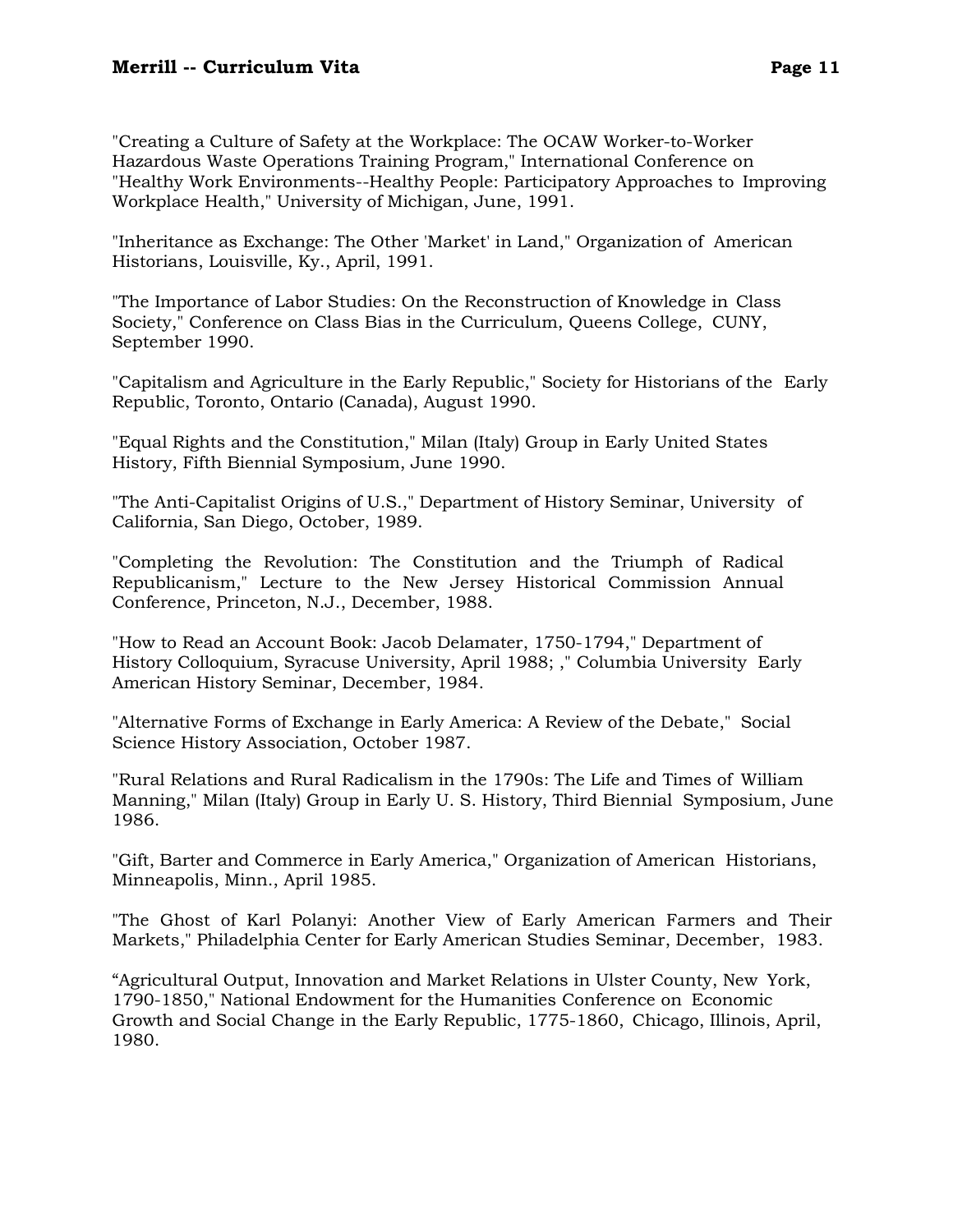"Creating a Culture of Safety at the Workplace: The OCAW Worker-to-Worker Hazardous Waste Operations Training Program," International Conference on "Healthy Work Environments--Healthy People: Participatory Approaches to Improving Workplace Health," University of Michigan, June, 1991.

"Inheritance as Exchange: The Other 'Market' in Land," Organization of American Historians, Louisville, Ky., April, 1991.

"The Importance of Labor Studies: On the Reconstruction of Knowledge in Class Society," Conference on Class Bias in the Curriculum, Queens College, CUNY, September 1990.

"Capitalism and Agriculture in the Early Republic," Society for Historians of the Early Republic, Toronto, Ontario (Canada), August 1990.

"Equal Rights and the Constitution," Milan (Italy) Group in Early United States History, Fifth Biennial Symposium, June 1990.

"The Anti-Capitalist Origins of U.S.," Department of History Seminar, University of California, San Diego, October, 1989.

"Completing the Revolution: The Constitution and the Triumph of Radical Republicanism," Lecture to the New Jersey Historical Commission Annual Conference, Princeton, N.J., December, 1988.

"How to Read an Account Book: Jacob Delamater, 1750-1794," Department of History Colloquium, Syracuse University, April 1988; ," Columbia University Early American History Seminar, December, 1984.

"Alternative Forms of Exchange in Early America: A Review of the Debate," Social Science History Association, October 1987.

"Rural Relations and Rural Radicalism in the 1790s: The Life and Times of William Manning," Milan (Italy) Group in Early U. S. History, Third Biennial Symposium, June 1986.

"Gift, Barter and Commerce in Early America," Organization of American Historians, Minneapolis, Minn., April 1985.

"The Ghost of Karl Polanyi: Another View of Early American Farmers and Their Markets," Philadelphia Center for Early American Studies Seminar, December, 1983.

"Agricultural Output, Innovation and Market Relations in Ulster County, New York, 1790-1850," National Endowment for the Humanities Conference on Economic Growth and Social Change in the Early Republic, 1775-1860, Chicago, Illinois, April, 1980.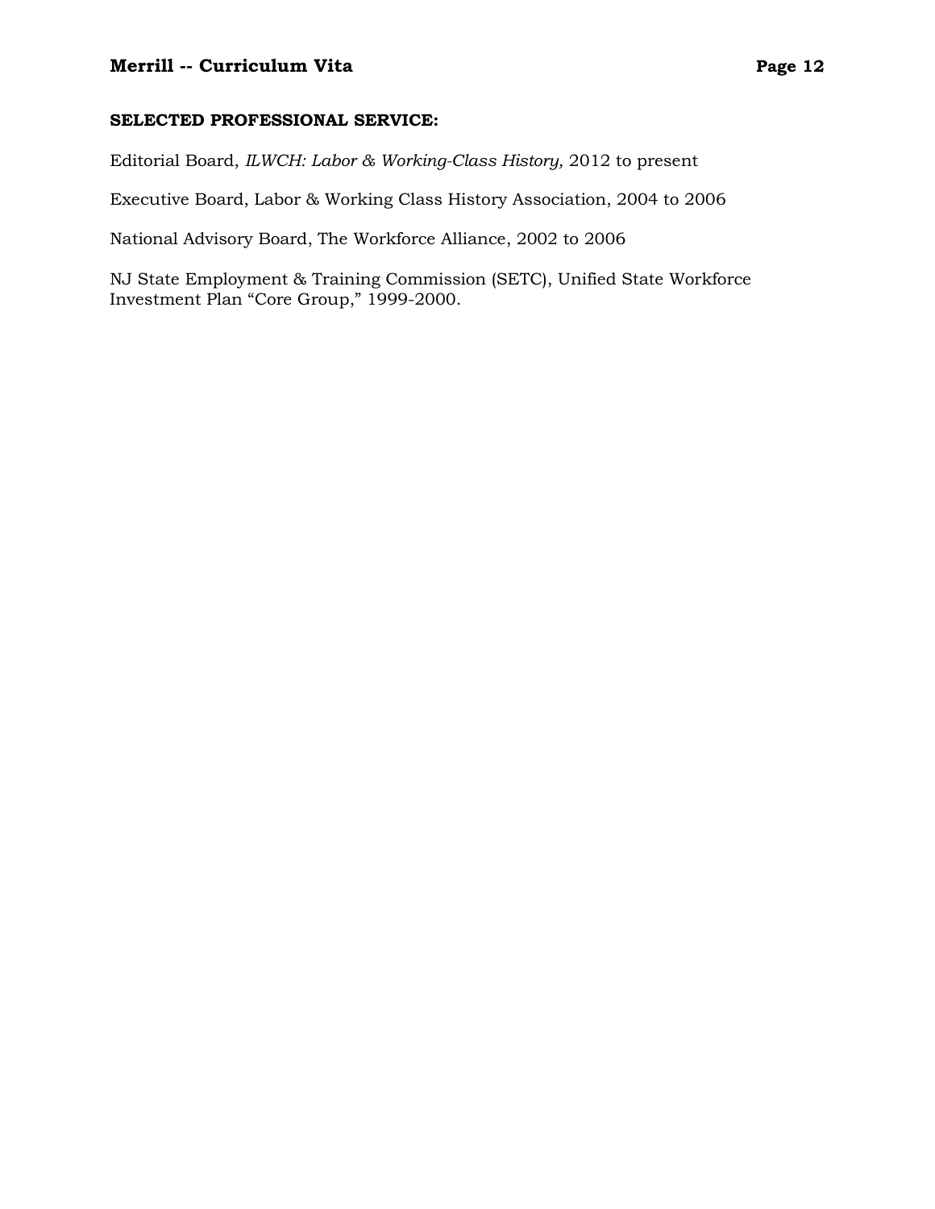**SELECTED PROFESSIONAL SERVICE:**

Editorial Board, *ILWCH: Labor & Working-Class History,* 2012 to present

Executive Board, Labor & Working Class History Association, 2004 to 2006

National Advisory Board, The Workforce Alliance, 2002 to 2006

NJ State Employment & Training Commission (SETC), Unified State Workforce Investment Plan "Core Group," 1999-2000.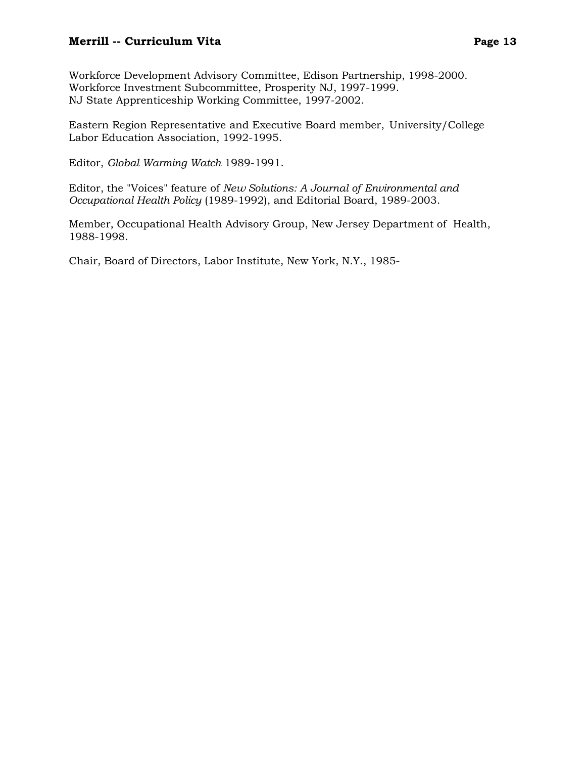Workforce Development Advisory Committee, Edison Partnership, 1998-2000.
Workforce Investment Subcommittee, Prosperity NJ, 1997-1999.
NJ State Apprenticeship Working Committee, 1997-2002.

Eastern Region Representative and Executive Board member, University/College Labor Education Association, 1992-1995.

Editor, *Global Warming Watch* 1989-1991.

Editor, the "Voices" feature of *New Solutions: A Journal of Environmental and Occupational Health Policy* (1989-1992), and Editorial Board, 1989-2003.

Member, Occupational Health Advisory Group, New Jersey Department of Health, 1988-1998.

Chair, Board of Directors, Labor Institute, New York, N.Y., 1985-